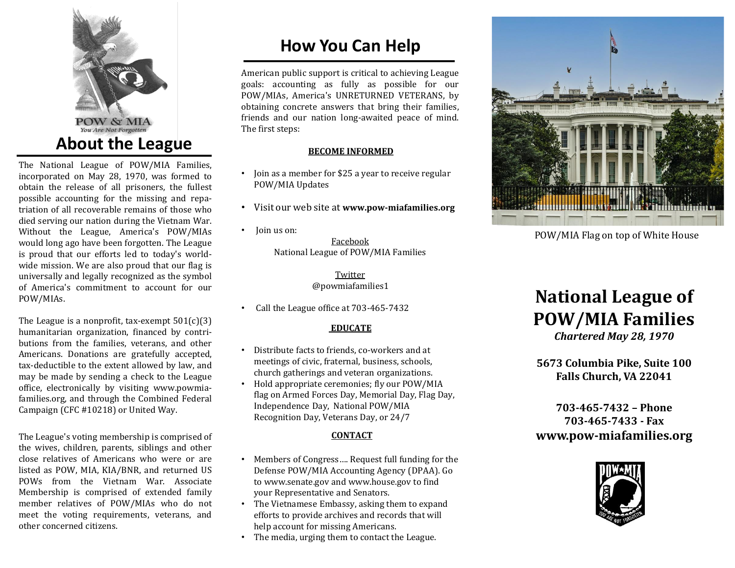POW & MIA
*You Are Not Forgotten*

## About the League

The National League of POW/MIA Families, incorporated on May 28, 1970, was formed to obtain the release of all prisoners, the fullest possible accounting for the missing and repatriation of all recoverable remains of those who died serving our nation during the Vietnam War. Without the League, America's POW/MIAs would long ago have been forgotten. The League is proud that our efforts led to today's worldwide mission. We are also proud that our flag is universally and legally recognized as the symbol of America's commitment to account for our POW/MIAs.

The League is a nonprofit, tax-exempt 501(c)(3) humanitarian organization, financed by contributions from the families, veterans, and other Americans. Donations are gratefully accepted, tax-deductible to the extent allowed by law, and may be made by sending a check to the League office, electronically by visiting www.powmia-families.org, and through the Combined Federal Campaign (CFC #10218) or United Way.

The League's voting membership is comprised of the wives, children, parents, siblings and other close relatives of Americans who were or are listed as POW, MIA, KIA/BNR, and returned US POWs from the Vietnam War. Associate Membership is comprised of extended family member relatives of POW/MIAs who do not meet the voting requirements, veterans, and other concerned citizens.

## How You Can Help

American public support is critical to achieving League goals: accounting as fully as possible for our POW/MIAs, America's UNRETURNED VETERANS, by obtaining concrete answers that bring their families, friends and our nation long-awaited peace of mind. The first steps:

**BECOME INFORMED**

- Join as a member for $25 a year to receive regular POW/MIA Updates
- Visit our web site at **www.pow-miafamilies.org**
- Join us on:

  Facebook
  National League of POW/MIA Families

  Twitter
  @powmiafamilies1

- Call the League office at 703-465-7432

**EDUCATE**

- Distribute facts to friends, co-workers and at meetings of civic, fraternal, business, schools, church gatherings and veteran organizations.
- Hold appropriate ceremonies; fly our POW/MIA flag on Armed Forces Day, Memorial Day, Flag Day, Independence Day, National POW/MIA Recognition Day, Veterans Day, or 24/7

**CONTACT**

- Members of Congress…. Request full funding for the Defense POW/MIA Accounting Agency (DPAA). Go to www.senate.gov and www.house.gov to find your Representative and Senators.
- The Vietnamese Embassy, asking them to expand efforts to provide archives and records that will help account for missing Americans.
- The media, urging them to contact the League.

POW/MIA Flag on top of White House

# National League of POW/MIA Families

***Chartered May 28, 1970***

**5673 Columbia Pike, Suite 100**
**Falls Church, VA 22041**

**703-465-7432 – Phone**
**703-465-7433 - Fax**
**www.pow-miafamilies.org**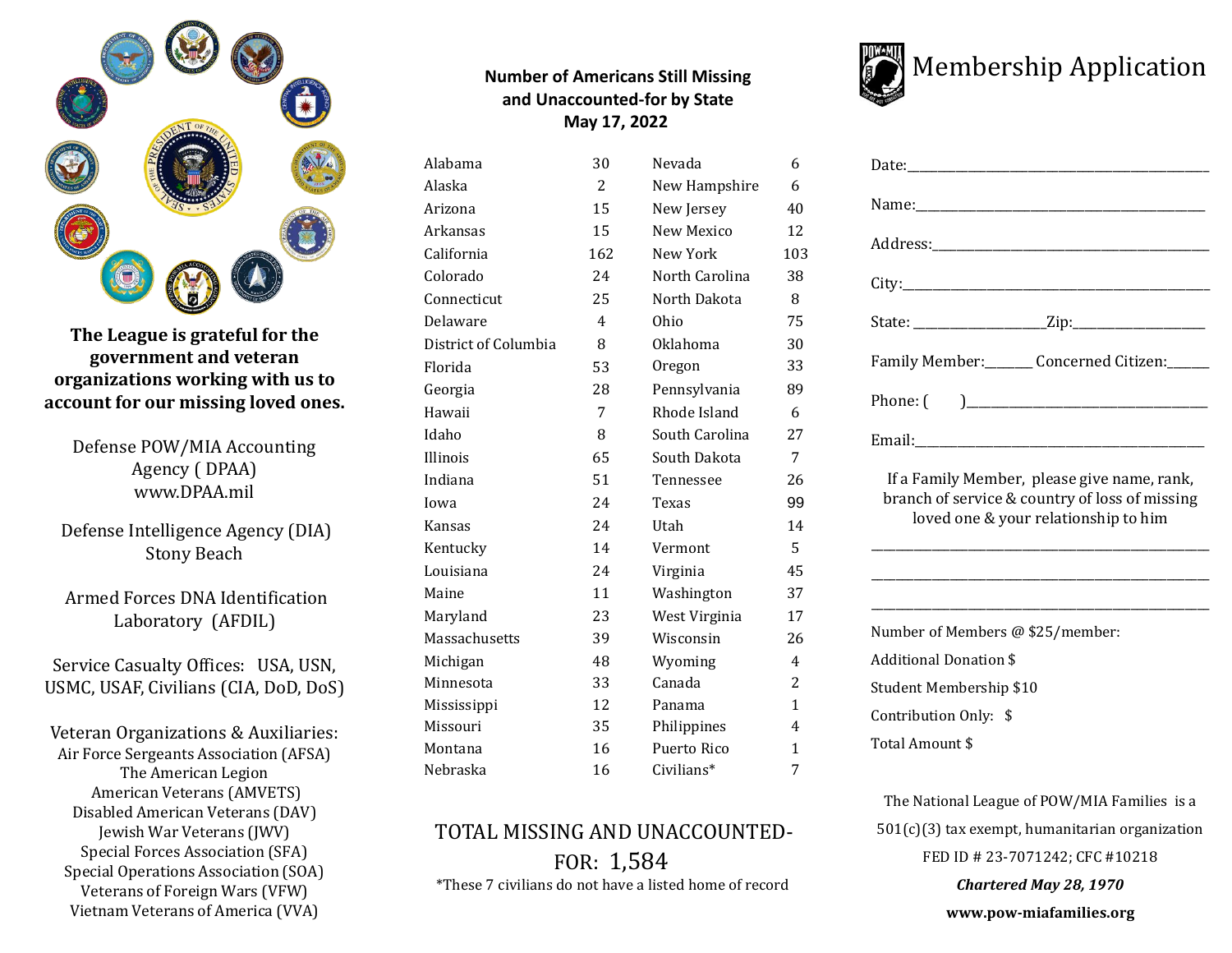**The League is grateful for the government and veteran organizations working with us to account for our missing loved ones.**

Defense POW/MIA Accounting Agency ( DPAA)
www.DPAA.mil

Defense Intelligence Agency (DIA)
Stony Beach

Armed Forces DNA Identification Laboratory (AFDIL)

Service Casualty Offices: USA, USN, USMC, USAF, Civilians (CIA, DoD, DoS)

Veteran Organizations & Auxiliaries:
Air Force Sergeants Association (AFSA)
The American Legion
American Veterans (AMVETS)
Disabled American Veterans (DAV)
Jewish War Veterans (JWV)
Special Forces Association (SFA)
Special Operations Association (SOA)
Veterans of Foreign Wars (VFW)
Vietnam Veterans of America (VVA)

## Number of Americans Still Missing and Unaccounted-for by State May 17, 2022

| | | | |
|---|---|---|---|
| Alabama | 30 | Nevada | 6 |
| Alaska | 2 | New Hampshire | 6 |
| Arizona | 15 | New Jersey | 40 |
| Arkansas | 15 | New Mexico | 12 |
| California | 162 | New York | 103 |
| Colorado | 24 | North Carolina | 38 |
| Connecticut | 25 | North Dakota | 8 |
| Delaware | 4 | Ohio | 75 |
| District of Columbia | 8 | Oklahoma | 30 |
| Florida | 53 | Oregon | 33 |
| Georgia | 28 | Pennsylvania | 89 |
| Hawaii | 7 | Rhode Island | 6 |
| Idaho | 8 | South Carolina | 27 |
| Illinois | 65 | South Dakota | 7 |
| Indiana | 51 | Tennessee | 26 |
| Iowa | 24 | Texas | 99 |
| Kansas | 24 | Utah | 14 |
| Kentucky | 14 | Vermont | 5 |
| Louisiana | 24 | Virginia | 45 |
| Maine | 11 | Washington | 37 |
| Maryland | 23 | West Virginia | 17 |
| Massachusetts | 39 | Wisconsin | 26 |
| Michigan | 48 | Wyoming | 4 |
| Minnesota | 33 | Canada | 2 |
| Mississippi | 12 | Panama | 1 |
| Missouri | 35 | Philippines | 4 |
| Montana | 16 | Puerto Rico | 1 |
| Nebraska | 16 | Civilians* | 7 |

TOTAL MISSING AND UNACCOUNTED-FOR: 1,584

*These 7 civilians do not have a listed home of record

# Membership Application

Date:____________________________________________

Name:___________________________________________

Address:_________________________________________

City:____________________________________________

State: ___________________Zip:___________________

Family Member:_______ Concerned Citizen:______

Phone: (    )___________________________________

Email:___________________________________________

If a Family Member, please give name, rank, branch of service & country of loss of missing loved one & your relationship to him

_________________________________________________

_________________________________________________

_________________________________________________

Number of Members @ $25/member:

Additional Donation $

Student Membership $10

Contribution Only: $

Total Amount $

The National League of POW/MIA Families is a 501(c)(3) tax exempt, humanitarian organization

FED ID # 23-7071242; CFC #10218

***Chartered May 28, 1970***

**www.pow-miafamilies.org**